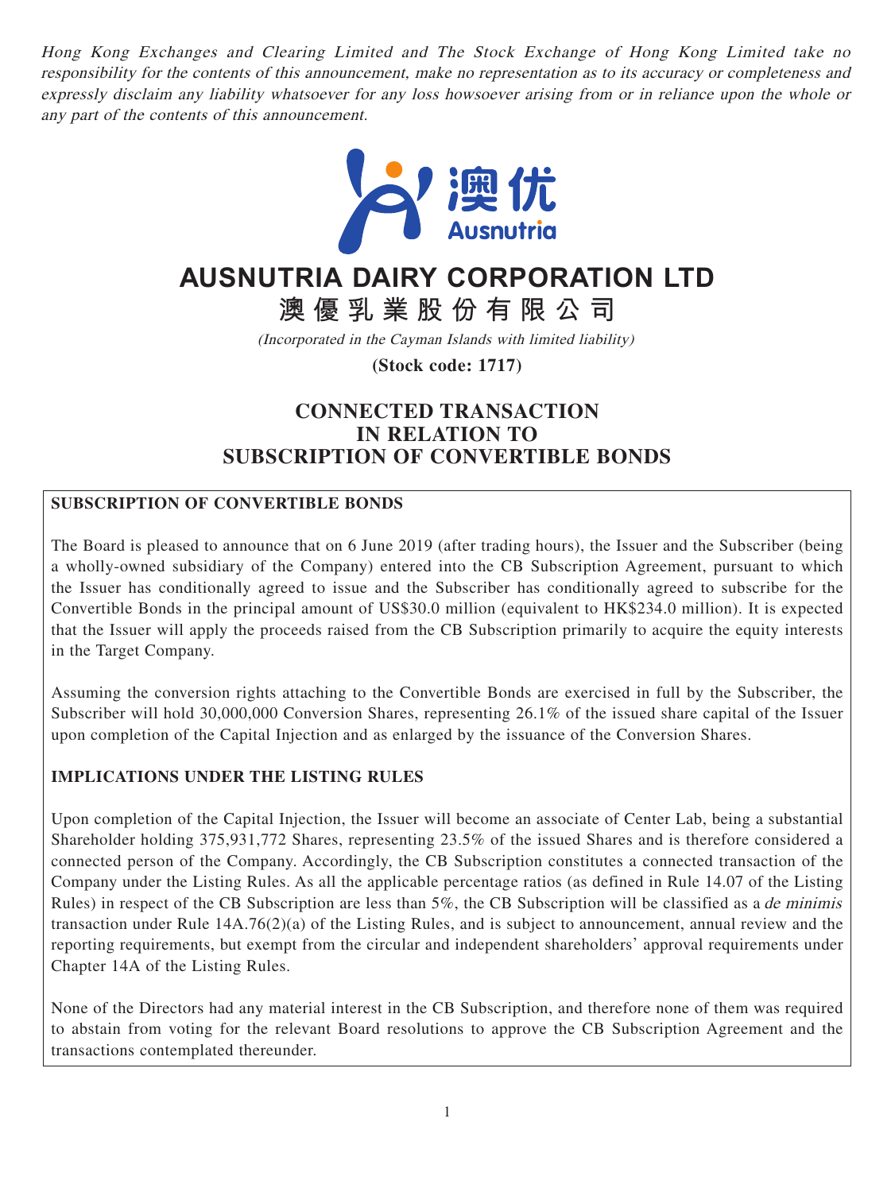*Hong Kong Exchanges and Clearing Limited and The Stock Exchange of Hong Kong Limited take no responsibility for the contents of this announcement, make no representation as to its accuracy or completeness and expressly disclaim any liability whatsoever for any loss howsoever arising from or in reliance upon the whole or any part of the contents of this announcement.*

澳优
Ausnutria

# AUSNUTRIA DAIRY CORPORATION LTD

# 澳優乳業股份有限公司

*(Incorporated in the Cayman Islands with limited liability)*

**(Stock code: 1717)**

## CONNECTED TRANSACTION IN RELATION TO SUBSCRIPTION OF CONVERTIBLE BONDS

### SUBSCRIPTION OF CONVERTIBLE BONDS

The Board is pleased to announce that on 6 June 2019 (after trading hours), the Issuer and the Subscriber (being a wholly-owned subsidiary of the Company) entered into the CB Subscription Agreement, pursuant to which the Issuer has conditionally agreed to issue and the Subscriber has conditionally agreed to subscribe for the Convertible Bonds in the principal amount of US$30.0 million (equivalent to HK$234.0 million). It is expected that the Issuer will apply the proceeds raised from the CB Subscription primarily to acquire the equity interests in the Target Company.

Assuming the conversion rights attaching to the Convertible Bonds are exercised in full by the Subscriber, the Subscriber will hold 30,000,000 Conversion Shares, representing 26.1% of the issued share capital of the Issuer upon completion of the Capital Injection and as enlarged by the issuance of the Conversion Shares.

### IMPLICATIONS UNDER THE LISTING RULES

Upon completion of the Capital Injection, the Issuer will become an associate of Center Lab, being a substantial Shareholder holding 375,931,772 Shares, representing 23.5% of the issued Shares and is therefore considered a connected person of the Company. Accordingly, the CB Subscription constitutes a connected transaction of the Company under the Listing Rules. As all the applicable percentage ratios (as defined in Rule 14.07 of the Listing Rules) in respect of the CB Subscription are less than 5%, the CB Subscription will be classified as a *de minimis* transaction under Rule 14A.76(2)(a) of the Listing Rules, and is subject to announcement, annual review and the reporting requirements, but exempt from the circular and independent shareholders' approval requirements under Chapter 14A of the Listing Rules.

None of the Directors had any material interest in the CB Subscription, and therefore none of them was required to abstain from voting for the relevant Board resolutions to approve the CB Subscription Agreement and the transactions contemplated thereunder.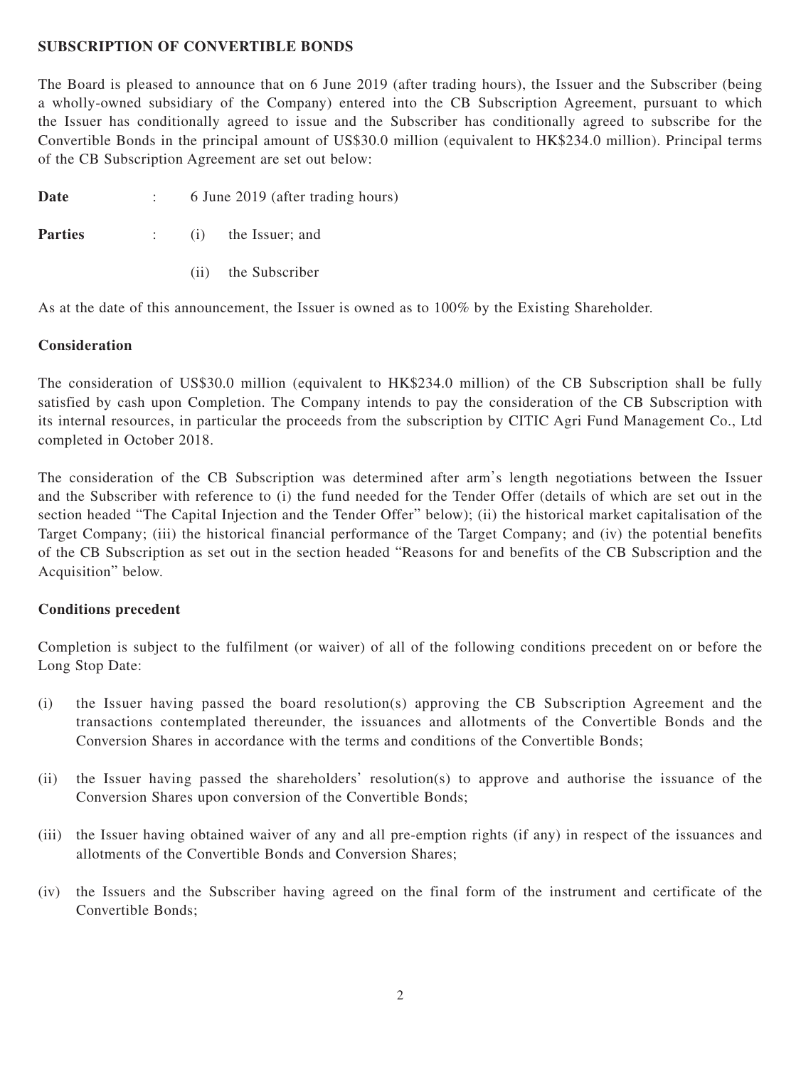**SUBSCRIPTION OF CONVERTIBLE BONDS**

The Board is pleased to announce that on 6 June 2019 (after trading hours), the Issuer and the Subscriber (being a wholly-owned subsidiary of the Company) entered into the CB Subscription Agreement, pursuant to which the Issuer has conditionally agreed to issue and the Subscriber has conditionally agreed to subscribe for the Convertible Bonds in the principal amount of US$30.0 million (equivalent to HK$234.0 million). Principal terms of the CB Subscription Agreement are set out below:

**Date** : 6 June 2019 (after trading hours)

**Parties** : (i) the Issuer; and

(ii) the Subscriber

As at the date of this announcement, the Issuer is owned as to 100% by the Existing Shareholder.

**Consideration**

The consideration of US$30.0 million (equivalent to HK$234.0 million) of the CB Subscription shall be fully satisfied by cash upon Completion. The Company intends to pay the consideration of the CB Subscription with its internal resources, in particular the proceeds from the subscription by CITIC Agri Fund Management Co., Ltd completed in October 2018.

The consideration of the CB Subscription was determined after arm's length negotiations between the Issuer and the Subscriber with reference to (i) the fund needed for the Tender Offer (details of which are set out in the section headed "The Capital Injection and the Tender Offer" below); (ii) the historical market capitalisation of the Target Company; (iii) the historical financial performance of the Target Company; and (iv) the potential benefits of the CB Subscription as set out in the section headed "Reasons for and benefits of the CB Subscription and the Acquisition" below.

**Conditions precedent**

Completion is subject to the fulfilment (or waiver) of all of the following conditions precedent on or before the Long Stop Date:

(i) the Issuer having passed the board resolution(s) approving the CB Subscription Agreement and the transactions contemplated thereunder, the issuances and allotments of the Convertible Bonds and the Conversion Shares in accordance with the terms and conditions of the Convertible Bonds;

(ii) the Issuer having passed the shareholders' resolution(s) to approve and authorise the issuance of the Conversion Shares upon conversion of the Convertible Bonds;

(iii) the Issuer having obtained waiver of any and all pre-emption rights (if any) in respect of the issuances and allotments of the Convertible Bonds and Conversion Shares;

(iv) the Issuers and the Subscriber having agreed on the final form of the instrument and certificate of the Convertible Bonds;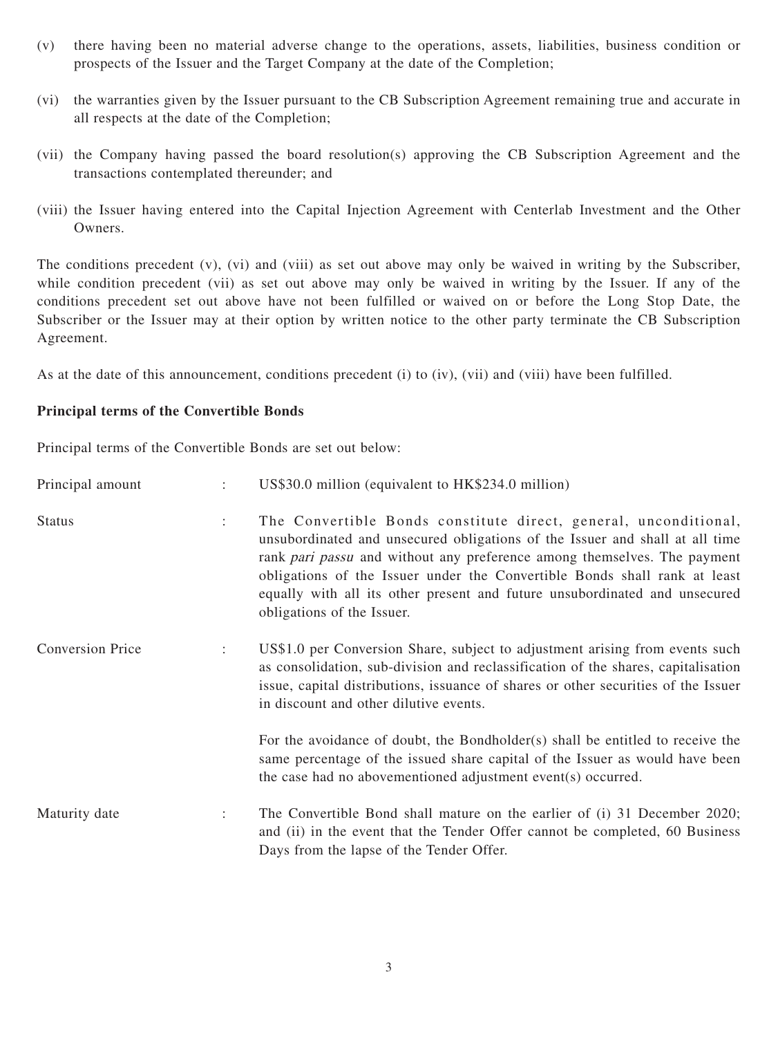(v) there having been no material adverse change to the operations, assets, liabilities, business condition or prospects of the Issuer and the Target Company at the date of the Completion;

(vi) the warranties given by the Issuer pursuant to the CB Subscription Agreement remaining true and accurate in all respects at the date of the Completion;

(vii) the Company having passed the board resolution(s) approving the CB Subscription Agreement and the transactions contemplated thereunder; and

(viii) the Issuer having entered into the Capital Injection Agreement with Centerlab Investment and the Other Owners.

The conditions precedent (v), (vi) and (viii) as set out above may only be waived in writing by the Subscriber, while condition precedent (vii) as set out above may only be waived in writing by the Issuer. If any of the conditions precedent set out above have not been fulfilled or waived on or before the Long Stop Date, the Subscriber or the Issuer may at their option by written notice to the other party terminate the CB Subscription Agreement.

As at the date of this announcement, conditions precedent (i) to (iv), (vii) and (viii) have been fulfilled.

**Principal terms of the Convertible Bonds**

Principal terms of the Convertible Bonds are set out below:

| | | |
|---|---|---|
| Principal amount | : | US$30.0 million (equivalent to HK$234.0 million) |
| Status | : | The Convertible Bonds constitute direct, general, unconditional, unsubordinated and unsecured obligations of the Issuer and shall at all time rank *pari passu* and without any preference among themselves. The payment obligations of the Issuer under the Convertible Bonds shall rank at least equally with all its other present and future unsubordinated and unsecured obligations of the Issuer. |
| Conversion Price | : | US$1.0 per Conversion Share, subject to adjustment arising from events such as consolidation, sub-division and reclassification of the shares, capitalisation issue, capital distributions, issuance of shares or other securities of the Issuer in discount and other dilutive events.<br><br>For the avoidance of doubt, the Bondholder(s) shall be entitled to receive the same percentage of the issued share capital of the Issuer as would have been the case had no abovementioned adjustment event(s) occurred. |
| Maturity date | : | The Convertible Bond shall mature on the earlier of (i) 31 December 2020; and (ii) in the event that the Tender Offer cannot be completed, 60 Business Days from the lapse of the Tender Offer. |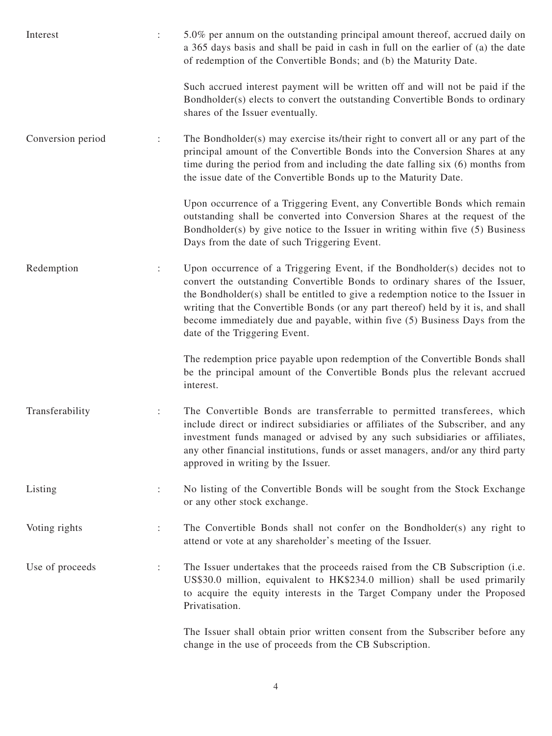| | | |
|---|---|---|
| Interest | : | 5.0% per annum on the outstanding principal amount thereof, accrued daily on a 365 days basis and shall be paid in cash in full on the earlier of (a) the date of redemption of the Convertible Bonds; and (b) the Maturity Date.<br><br>Such accrued interest payment will be written off and will not be paid if the Bondholder(s) elects to convert the outstanding Convertible Bonds to ordinary shares of the Issuer eventually. |
| Conversion period | : | The Bondholder(s) may exercise its/their right to convert all or any part of the principal amount of the Convertible Bonds into the Conversion Shares at any time during the period from and including the date falling six (6) months from the issue date of the Convertible Bonds up to the Maturity Date.<br><br>Upon occurrence of a Triggering Event, any Convertible Bonds which remain outstanding shall be converted into Conversion Shares at the request of the Bondholder(s) by give notice to the Issuer in writing within five (5) Business Days from the date of such Triggering Event. |
| Redemption | : | Upon occurrence of a Triggering Event, if the Bondholder(s) decides not to convert the outstanding Convertible Bonds to ordinary shares of the Issuer, the Bondholder(s) shall be entitled to give a redemption notice to the Issuer in writing that the Convertible Bonds (or any part thereof) held by it is, and shall become immediately due and payable, within five (5) Business Days from the date of the Triggering Event.<br><br>The redemption price payable upon redemption of the Convertible Bonds shall be the principal amount of the Convertible Bonds plus the relevant accrued interest. |
| Transferability | : | The Convertible Bonds are transferrable to permitted transferees, which include direct or indirect subsidiaries or affiliates of the Subscriber, and any investment funds managed or advised by any such subsidiaries or affiliates, any other financial institutions, funds or asset managers, and/or any third party approved in writing by the Issuer. |
| Listing | : | No listing of the Convertible Bonds will be sought from the Stock Exchange or any other stock exchange. |
| Voting rights | : | The Convertible Bonds shall not confer on the Bondholder(s) any right to attend or vote at any shareholder's meeting of the Issuer. |
| Use of proceeds | : | The Issuer undertakes that the proceeds raised from the CB Subscription (i.e. US$30.0 million, equivalent to HK$234.0 million) shall be used primarily to acquire the equity interests in the Target Company under the Proposed Privatisation.<br><br>The Issuer shall obtain prior written consent from the Subscriber before any change in the use of proceeds from the CB Subscription. |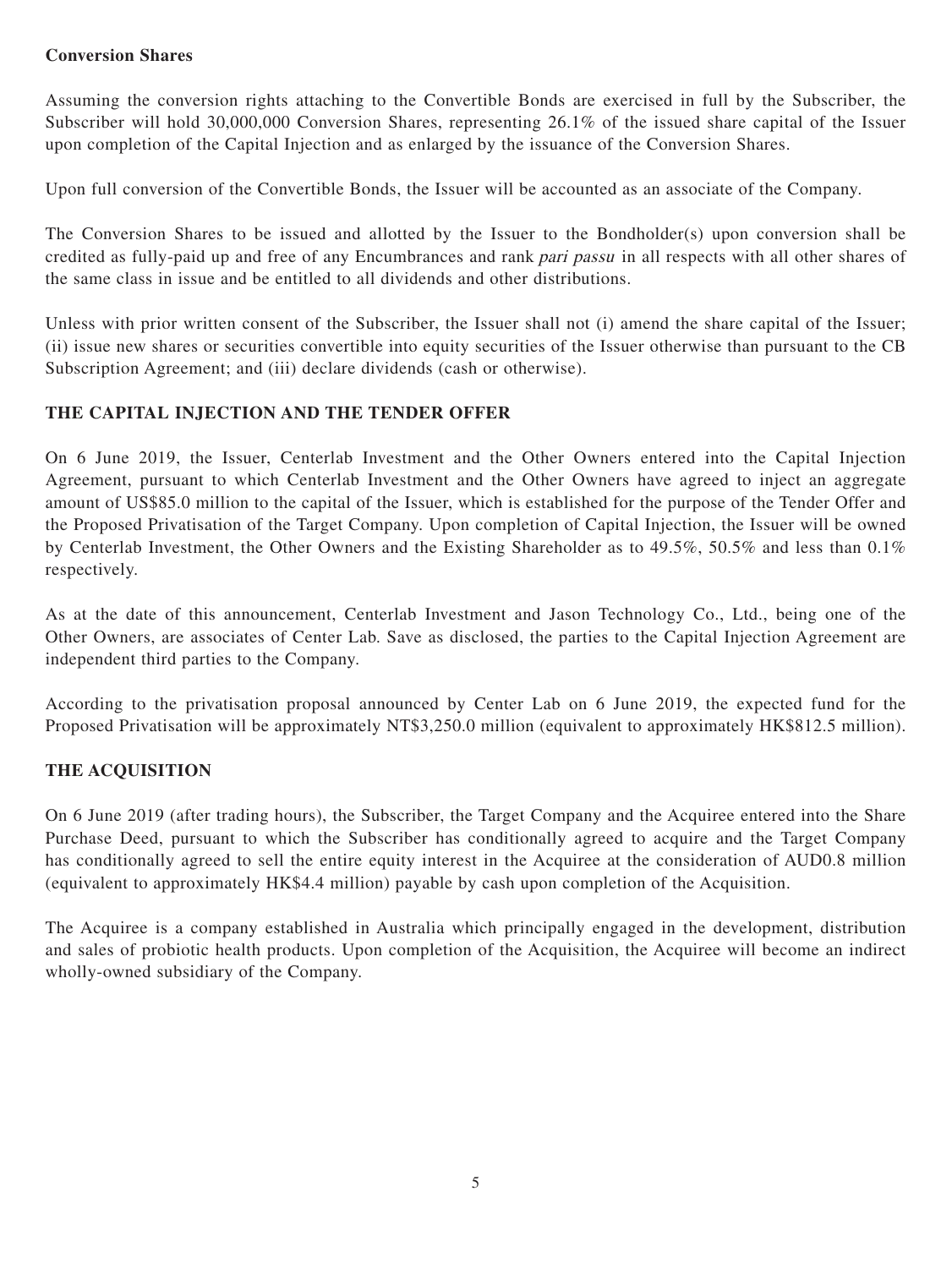**Conversion Shares**

Assuming the conversion rights attaching to the Convertible Bonds are exercised in full by the Subscriber, the Subscriber will hold 30,000,000 Conversion Shares, representing 26.1% of the issued share capital of the Issuer upon completion of the Capital Injection and as enlarged by the issuance of the Conversion Shares.

Upon full conversion of the Convertible Bonds, the Issuer will be accounted as an associate of the Company.

The Conversion Shares to be issued and allotted by the Issuer to the Bondholder(s) upon conversion shall be credited as fully-paid up and free of any Encumbrances and rank *pari passu* in all respects with all other shares of the same class in issue and be entitled to all dividends and other distributions.

Unless with prior written consent of the Subscriber, the Issuer shall not (i) amend the share capital of the Issuer; (ii) issue new shares or securities convertible into equity securities of the Issuer otherwise than pursuant to the CB Subscription Agreement; and (iii) declare dividends (cash or otherwise).

## THE CAPITAL INJECTION AND THE TENDER OFFER

On 6 June 2019, the Issuer, Centerlab Investment and the Other Owners entered into the Capital Injection Agreement, pursuant to which Centerlab Investment and the Other Owners have agreed to inject an aggregate amount of US$85.0 million to the capital of the Issuer, which is established for the purpose of the Tender Offer and the Proposed Privatisation of the Target Company. Upon completion of Capital Injection, the Issuer will be owned by Centerlab Investment, the Other Owners and the Existing Shareholder as to 49.5%, 50.5% and less than 0.1% respectively.

As at the date of this announcement, Centerlab Investment and Jason Technology Co., Ltd., being one of the Other Owners, are associates of Center Lab. Save as disclosed, the parties to the Capital Injection Agreement are independent third parties to the Company.

According to the privatisation proposal announced by Center Lab on 6 June 2019, the expected fund for the Proposed Privatisation will be approximately NT$3,250.0 million (equivalent to approximately HK$812.5 million).

## THE ACQUISITION

On 6 June 2019 (after trading hours), the Subscriber, the Target Company and the Acquiree entered into the Share Purchase Deed, pursuant to which the Subscriber has conditionally agreed to acquire and the Target Company has conditionally agreed to sell the entire equity interest in the Acquiree at the consideration of AUD0.8 million (equivalent to approximately HK$4.4 million) payable by cash upon completion of the Acquisition.

The Acquiree is a company established in Australia which principally engaged in the development, distribution and sales of probiotic health products. Upon completion of the Acquisition, the Acquiree will become an indirect wholly-owned subsidiary of the Company.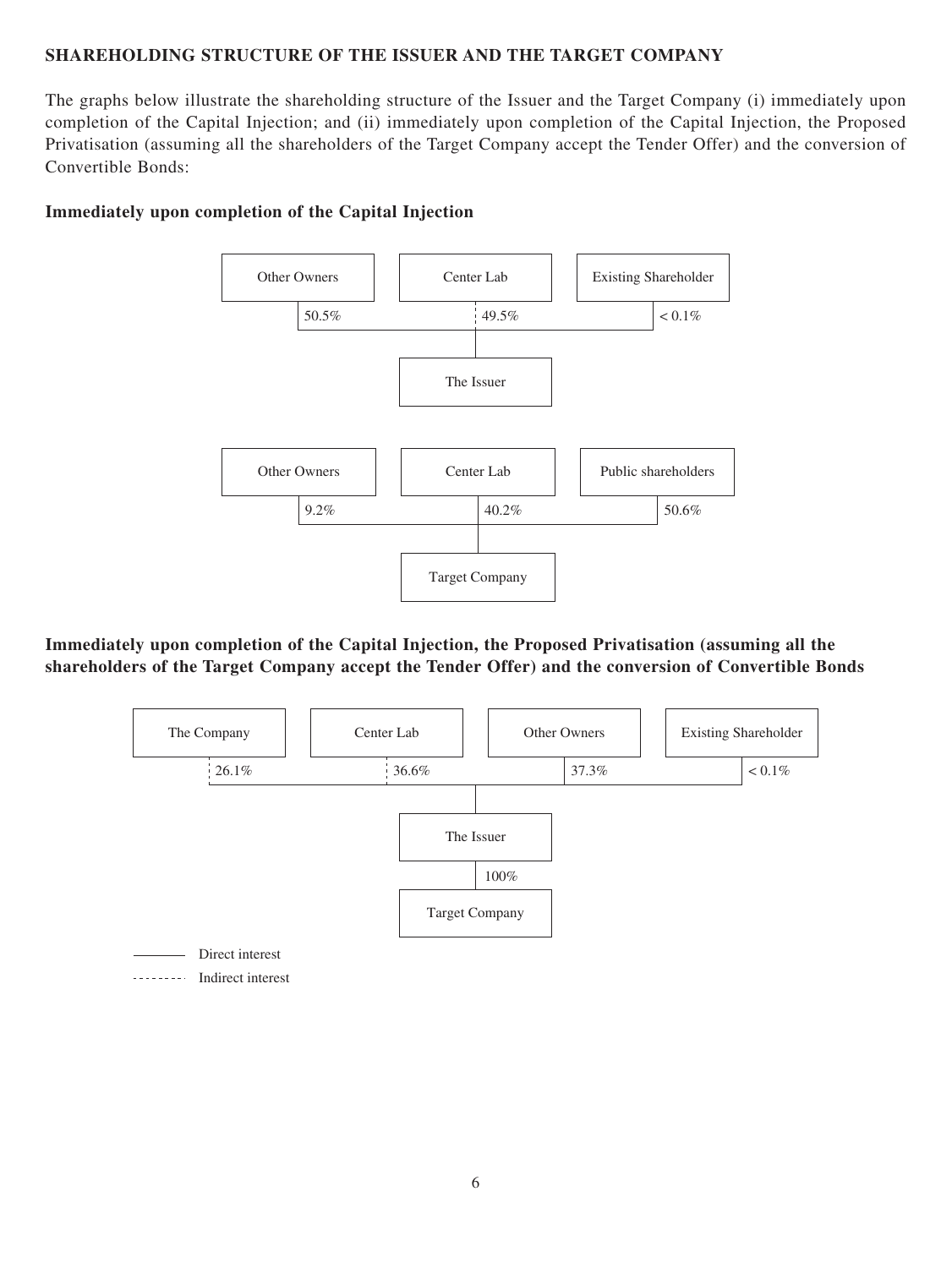**SHAREHOLDING STRUCTURE OF THE ISSUER AND THE TARGET COMPANY**

The graphs below illustrate the shareholding structure of the Issuer and the Target Company (i) immediately upon completion of the Capital Injection; and (ii) immediately upon completion of the Capital Injection, the Proposed Privatisation (assuming all the shareholders of the Target Company accept the Tender Offer) and the conversion of Convertible Bonds:

**Immediately upon completion of the Capital Injection**

Other Owners — 50.5% → The Issuer
Center Lab — 49.5% (indirect) → The Issuer
Existing Shareholder — < 0.1% → The Issuer

Other Owners — 9.2% → Target Company
Center Lab — 40.2% → Target Company
Public shareholders — 50.6% → Target Company

**Immediately upon completion of the Capital Injection, the Proposed Privatisation (assuming all the shareholders of the Target Company accept the Tender Offer) and the conversion of Convertible Bonds**

The Company — 26.1% (indirect) → The Issuer
Center Lab — 36.6% (indirect) → The Issuer
Other Owners — 37.3% → The Issuer
Existing Shareholder — < 0.1% → The Issuer

The Issuer — 100% → Target Company

———— Direct interest

- - - - - Indirect interest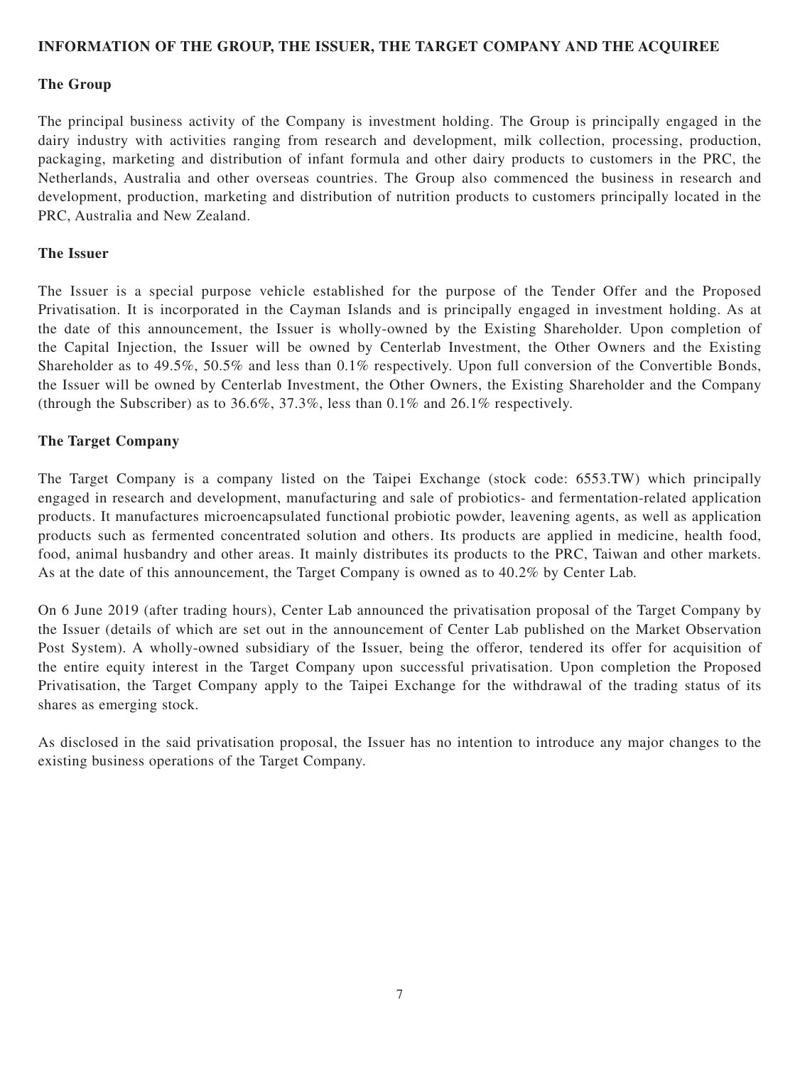## INFORMATION OF THE GROUP, THE ISSUER, THE TARGET COMPANY AND THE ACQUIREE

### The Group

The principal business activity of the Company is investment holding. The Group is principally engaged in the dairy industry with activities ranging from research and development, milk collection, processing, production, packaging, marketing and distribution of infant formula and other dairy products to customers in the PRC, the Netherlands, Australia and other overseas countries. The Group also commenced the business in research and development, production, marketing and distribution of nutrition products to customers principally located in the PRC, Australia and New Zealand.

### The Issuer

The Issuer is a special purpose vehicle established for the purpose of the Tender Offer and the Proposed Privatisation. It is incorporated in the Cayman Islands and is principally engaged in investment holding. As at the date of this announcement, the Issuer is wholly-owned by the Existing Shareholder. Upon completion of the Capital Injection, the Issuer will be owned by Centerlab Investment, the Other Owners and the Existing Shareholder as to 49.5%, 50.5% and less than 0.1% respectively. Upon full conversion of the Convertible Bonds, the Issuer will be owned by Centerlab Investment, the Other Owners, the Existing Shareholder and the Company (through the Subscriber) as to 36.6%, 37.3%, less than 0.1% and 26.1% respectively.

### The Target Company

The Target Company is a company listed on the Taipei Exchange (stock code: 6553.TW) which principally engaged in research and development, manufacturing and sale of probiotics- and fermentation-related application products. It manufactures microencapsulated functional probiotic powder, leavening agents, as well as application products such as fermented concentrated solution and others. Its products are applied in medicine, health food, food, animal husbandry and other areas. It mainly distributes its products to the PRC, Taiwan and other markets. As at the date of this announcement, the Target Company is owned as to 40.2% by Center Lab.

On 6 June 2019 (after trading hours), Center Lab announced the privatisation proposal of the Target Company by the Issuer (details of which are set out in the announcement of Center Lab published on the Market Observation Post System). A wholly-owned subsidiary of the Issuer, being the offeror, tendered its offer for acquisition of the entire equity interest in the Target Company upon successful privatisation. Upon completion the Proposed Privatisation, the Target Company apply to the Taipei Exchange for the withdrawal of the trading status of its shares as emerging stock.

As disclosed in the said privatisation proposal, the Issuer has no intention to introduce any major changes to the existing business operations of the Target Company.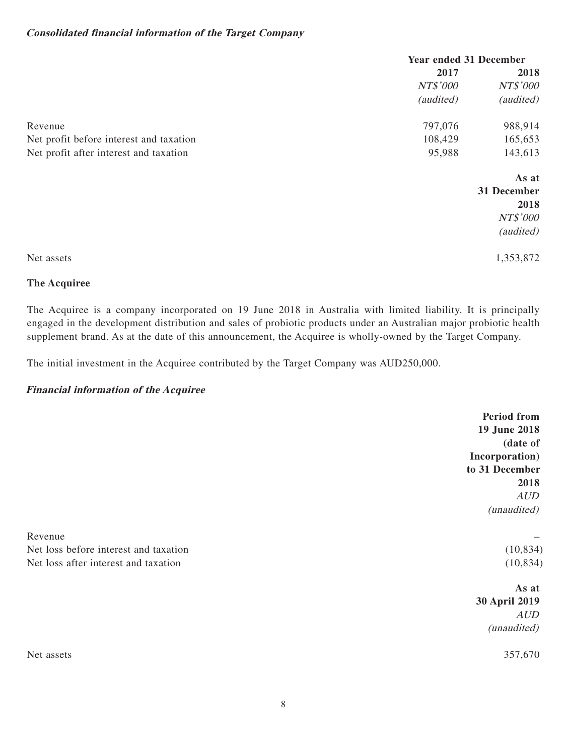***Consolidated financial information of the Target Company***

| | Year ended 31 December | |
|---|---|---|
| | **2017** | **2018** |
| | *NT$'000* | *NT$'000* |
| | *(audited)* | *(audited)* |
| Revenue | 797,076 | 988,914 |
| Net profit before interest and taxation | 108,429 | 165,653 |
| Net profit after interest and taxation | 95,988 | 143,613 |

| | As at 31 December 2018 |
|---|---|
| | *NT$'000* |
| | *(audited)* |
| Net assets | 1,353,872 |

**The Acquiree**

The Acquiree is a company incorporated on 19 June 2018 in Australia with limited liability. It is principally engaged in the development distribution and sales of probiotic products under an Australian major probiotic health supplement brand. As at the date of this announcement, the Acquiree is wholly-owned by the Target Company.

The initial investment in the Acquiree contributed by the Target Company was AUD250,000.

***Financial information of the Acquiree***

| | Period from 19 June 2018 (date of Incorporation) to 31 December 2018 |
|---|---|
| | *AUD* |
| | *(unaudited)* |
| Revenue | – |
| Net loss before interest and taxation | (10,834) |
| Net loss after interest and taxation | (10,834) |

| | As at 30 April 2019 |
|---|---|
| | *AUD* |
| | *(unaudited)* |
| Net assets | 357,670 |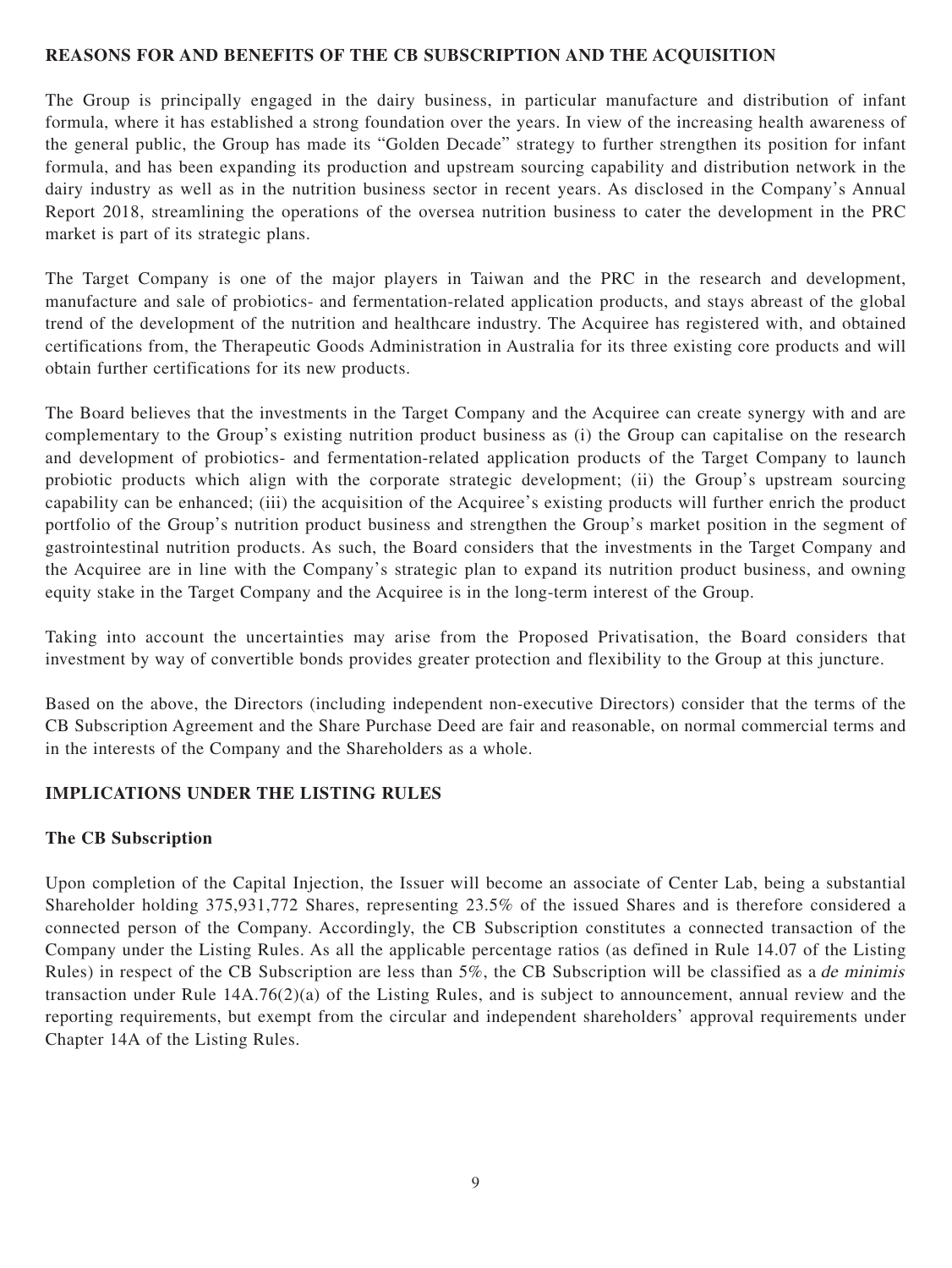## REASONS FOR AND BENEFITS OF THE CB SUBSCRIPTION AND THE ACQUISITION

The Group is principally engaged in the dairy business, in particular manufacture and distribution of infant formula, where it has established a strong foundation over the years. In view of the increasing health awareness of the general public, the Group has made its "Golden Decade" strategy to further strengthen its position for infant formula, and has been expanding its production and upstream sourcing capability and distribution network in the dairy industry as well as in the nutrition business sector in recent years. As disclosed in the Company's Annual Report 2018, streamlining the operations of the oversea nutrition business to cater the development in the PRC market is part of its strategic plans.

The Target Company is one of the major players in Taiwan and the PRC in the research and development, manufacture and sale of probiotics- and fermentation-related application products, and stays abreast of the global trend of the development of the nutrition and healthcare industry. The Acquiree has registered with, and obtained certifications from, the Therapeutic Goods Administration in Australia for its three existing core products and will obtain further certifications for its new products.

The Board believes that the investments in the Target Company and the Acquiree can create synergy with and are complementary to the Group's existing nutrition product business as (i) the Group can capitalise on the research and development of probiotics- and fermentation-related application products of the Target Company to launch probiotic products which align with the corporate strategic development; (ii) the Group's upstream sourcing capability can be enhanced; (iii) the acquisition of the Acquiree's existing products will further enrich the product portfolio of the Group's nutrition product business and strengthen the Group's market position in the segment of gastrointestinal nutrition products. As such, the Board considers that the investments in the Target Company and the Acquiree are in line with the Company's strategic plan to expand its nutrition product business, and owning equity stake in the Target Company and the Acquiree is in the long-term interest of the Group.

Taking into account the uncertainties may arise from the Proposed Privatisation, the Board considers that investment by way of convertible bonds provides greater protection and flexibility to the Group at this juncture.

Based on the above, the Directors (including independent non-executive Directors) consider that the terms of the CB Subscription Agreement and the Share Purchase Deed are fair and reasonable, on normal commercial terms and in the interests of the Company and the Shareholders as a whole.

## IMPLICATIONS UNDER THE LISTING RULES

### The CB Subscription

Upon completion of the Capital Injection, the Issuer will become an associate of Center Lab, being a substantial Shareholder holding 375,931,772 Shares, representing 23.5% of the issued Shares and is therefore considered a connected person of the Company. Accordingly, the CB Subscription constitutes a connected transaction of the Company under the Listing Rules. As all the applicable percentage ratios (as defined in Rule 14.07 of the Listing Rules) in respect of the CB Subscription are less than 5%, the CB Subscription will be classified as a *de minimis* transaction under Rule 14A.76(2)(a) of the Listing Rules, and is subject to announcement, annual review and the reporting requirements, but exempt from the circular and independent shareholders' approval requirements under Chapter 14A of the Listing Rules.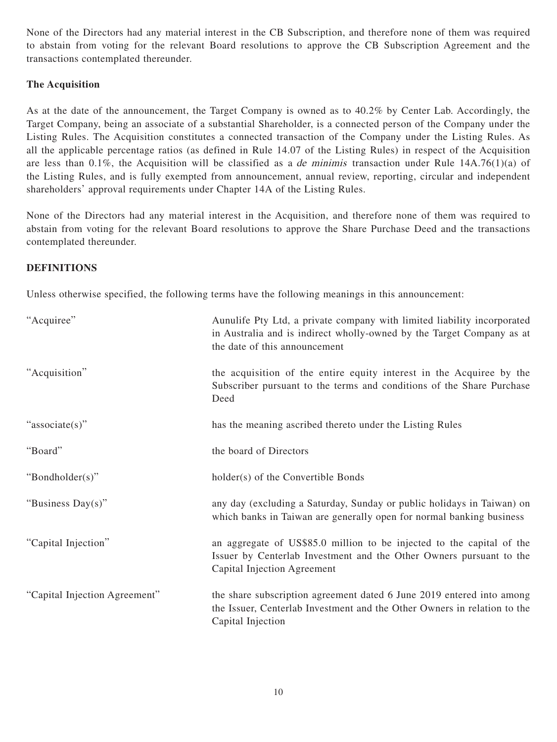None of the Directors had any material interest in the CB Subscription, and therefore none of them was required to abstain from voting for the relevant Board resolutions to approve the CB Subscription Agreement and the transactions contemplated thereunder.

**The Acquisition**

As at the date of the announcement, the Target Company is owned as to 40.2% by Center Lab. Accordingly, the Target Company, being an associate of a substantial Shareholder, is a connected person of the Company under the Listing Rules. The Acquisition constitutes a connected transaction of the Company under the Listing Rules. As all the applicable percentage ratios (as defined in Rule 14.07 of the Listing Rules) in respect of the Acquisition are less than 0.1%, the Acquisition will be classified as a *de minimis* transaction under Rule 14A.76(1)(a) of the Listing Rules, and is fully exempted from announcement, annual review, reporting, circular and independent shareholders' approval requirements under Chapter 14A of the Listing Rules.

None of the Directors had any material interest in the Acquisition, and therefore none of them was required to abstain from voting for the relevant Board resolutions to approve the Share Purchase Deed and the transactions contemplated thereunder.

**DEFINITIONS**

Unless otherwise specified, the following terms have the following meanings in this announcement:

| | |
|---|---|
| "Acquiree" | Aunulife Pty Ltd, a private company with limited liability incorporated in Australia and is indirect wholly-owned by the Target Company as at the date of this announcement |
| "Acquisition" | the acquisition of the entire equity interest in the Acquiree by the Subscriber pursuant to the terms and conditions of the Share Purchase Deed |
| "associate(s)" | has the meaning ascribed thereto under the Listing Rules |
| "Board" | the board of Directors |
| "Bondholder(s)" | holder(s) of the Convertible Bonds |
| "Business Day(s)" | any day (excluding a Saturday, Sunday or public holidays in Taiwan) on which banks in Taiwan are generally open for normal banking business |
| "Capital Injection" | an aggregate of US$85.0 million to be injected to the capital of the Issuer by Centerlab Investment and the Other Owners pursuant to the Capital Injection Agreement |
| "Capital Injection Agreement" | the share subscription agreement dated 6 June 2019 entered into among the Issuer, Centerlab Investment and the Other Owners in relation to the Capital Injection |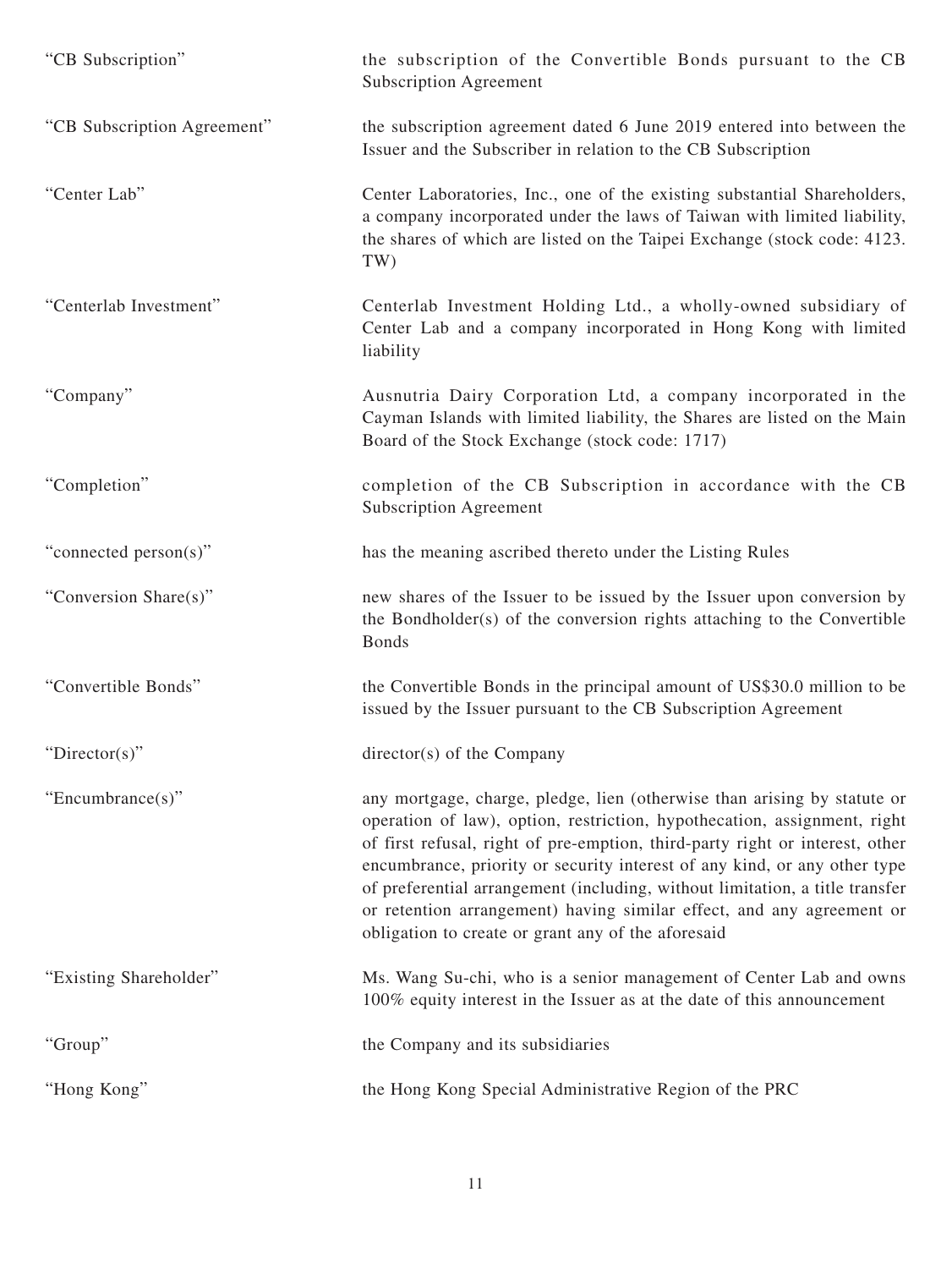| | |
|---|---|
| "CB Subscription" | the subscription of the Convertible Bonds pursuant to the CB Subscription Agreement |
| "CB Subscription Agreement" | the subscription agreement dated 6 June 2019 entered into between the Issuer and the Subscriber in relation to the CB Subscription |
| "Center Lab" | Center Laboratories, Inc., one of the existing substantial Shareholders, a company incorporated under the laws of Taiwan with limited liability, the shares of which are listed on the Taipei Exchange (stock code: 4123. TW) |
| "Centerlab Investment" | Centerlab Investment Holding Ltd., a wholly-owned subsidiary of Center Lab and a company incorporated in Hong Kong with limited liability |
| "Company" | Ausnutria Dairy Corporation Ltd, a company incorporated in the Cayman Islands with limited liability, the Shares are listed on the Main Board of the Stock Exchange (stock code: 1717) |
| "Completion" | completion of the CB Subscription in accordance with the CB Subscription Agreement |
| "connected person(s)" | has the meaning ascribed thereto under the Listing Rules |
| "Conversion Share(s)" | new shares of the Issuer to be issued by the Issuer upon conversion by the Bondholder(s) of the conversion rights attaching to the Convertible Bonds |
| "Convertible Bonds" | the Convertible Bonds in the principal amount of US$30.0 million to be issued by the Issuer pursuant to the CB Subscription Agreement |
| "Director(s)" | director(s) of the Company |
| "Encumbrance(s)" | any mortgage, charge, pledge, lien (otherwise than arising by statute or operation of law), option, restriction, hypothecation, assignment, right of first refusal, right of pre-emption, third-party right or interest, other encumbrance, priority or security interest of any kind, or any other type of preferential arrangement (including, without limitation, a title transfer or retention arrangement) having similar effect, and any agreement or obligation to create or grant any of the aforesaid |
| "Existing Shareholder" | Ms. Wang Su-chi, who is a senior management of Center Lab and owns 100% equity interest in the Issuer as at the date of this announcement |
| "Group" | the Company and its subsidiaries |
| "Hong Kong" | the Hong Kong Special Administrative Region of the PRC |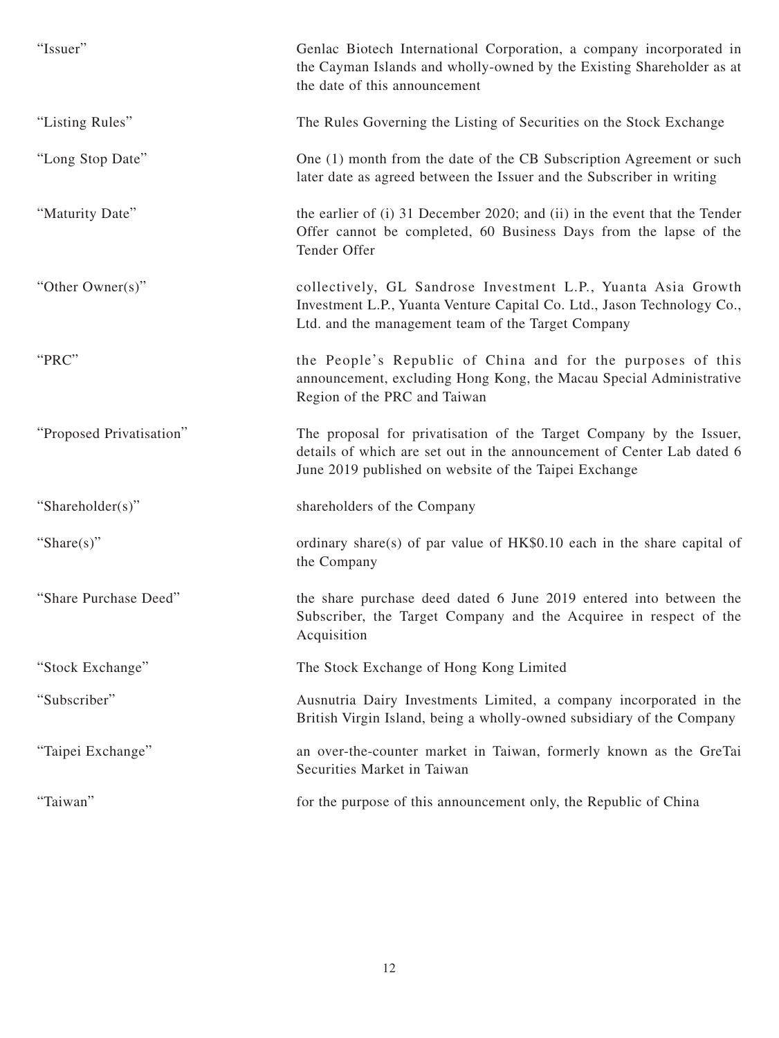| | |
|---|---|
| "Issuer" | Genlac Biotech International Corporation, a company incorporated in the Cayman Islands and wholly-owned by the Existing Shareholder as at the date of this announcement |
| "Listing Rules" | The Rules Governing the Listing of Securities on the Stock Exchange |
| "Long Stop Date" | One (1) month from the date of the CB Subscription Agreement or such later date as agreed between the Issuer and the Subscriber in writing |
| "Maturity Date" | the earlier of (i) 31 December 2020; and (ii) in the event that the Tender Offer cannot be completed, 60 Business Days from the lapse of the Tender Offer |
| "Other Owner(s)" | collectively, GL Sandrose Investment L.P., Yuanta Asia Growth Investment L.P., Yuanta Venture Capital Co. Ltd., Jason Technology Co., Ltd. and the management team of the Target Company |
| "PRC" | the People's Republic of China and for the purposes of this announcement, excluding Hong Kong, the Macau Special Administrative Region of the PRC and Taiwan |
| "Proposed Privatisation" | The proposal for privatisation of the Target Company by the Issuer, details of which are set out in the announcement of Center Lab dated 6 June 2019 published on website of the Taipei Exchange |
| "Shareholder(s)" | shareholders of the Company |
| "Share(s)" | ordinary share(s) of par value of HK$0.10 each in the share capital of the Company |
| "Share Purchase Deed" | the share purchase deed dated 6 June 2019 entered into between the Subscriber, the Target Company and the Acquiree in respect of the Acquisition |
| "Stock Exchange" | The Stock Exchange of Hong Kong Limited |
| "Subscriber" | Ausnutria Dairy Investments Limited, a company incorporated in the British Virgin Island, being a wholly-owned subsidiary of the Company |
| "Taipei Exchange" | an over-the-counter market in Taiwan, formerly known as the GreTai Securities Market in Taiwan |
| "Taiwan" | for the purpose of this announcement only, the Republic of China |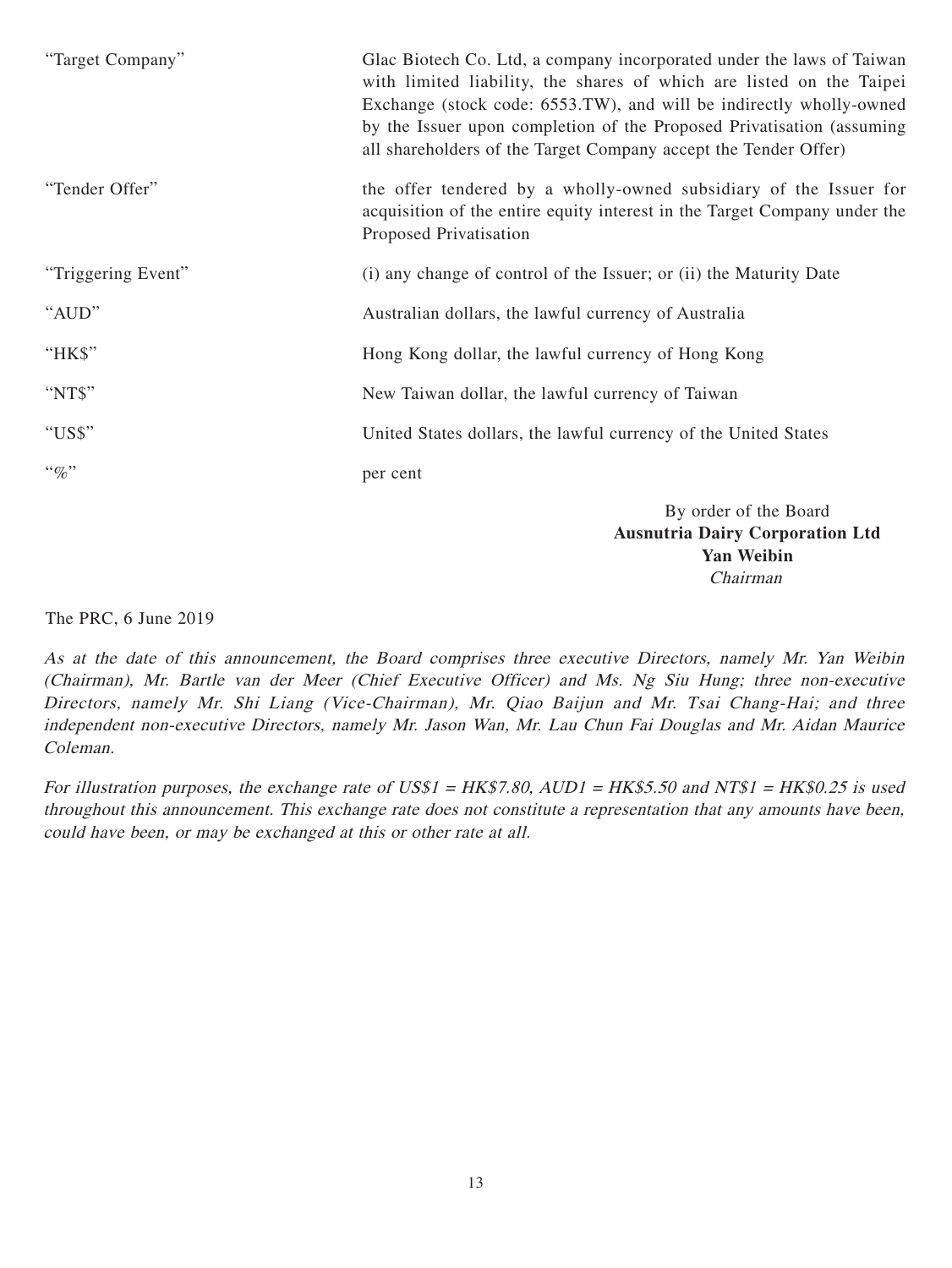| | |
|---|---|
| "Target Company" | Glac Biotech Co. Ltd, a company incorporated under the laws of Taiwan with limited liability, the shares of which are listed on the Taipei Exchange (stock code: 6553.TW), and will be indirectly wholly-owned by the Issuer upon completion of the Proposed Privatisation (assuming all shareholders of the Target Company accept the Tender Offer) |
| "Tender Offer" | the offer tendered by a wholly-owned subsidiary of the Issuer for acquisition of the entire equity interest in the Target Company under the Proposed Privatisation |
| "Triggering Event" | (i) any change of control of the Issuer; or (ii) the Maturity Date |
| "AUD" | Australian dollars, the lawful currency of Australia |
| "HK$" | Hong Kong dollar, the lawful currency of Hong Kong |
| "NT$" | New Taiwan dollar, the lawful currency of Taiwan |
| "US$" | United States dollars, the lawful currency of the United States |
| "%" | per cent |

By order of the Board
**Ausnutria Dairy Corporation Ltd**
**Yan Weibin**
*Chairman*

The PRC, 6 June 2019

*As at the date of this announcement, the Board comprises three executive Directors, namely Mr. Yan Weibin (Chairman), Mr. Bartle van der Meer (Chief Executive Officer) and Ms. Ng Siu Hung; three non-executive Directors, namely Mr. Shi Liang (Vice-Chairman), Mr. Qiao Baijun and Mr. Tsai Chang-Hai; and three independent non-executive Directors, namely Mr. Jason Wan, Mr. Lau Chun Fai Douglas and Mr. Aidan Maurice Coleman.*

*For illustration purposes, the exchange rate of US$1 = HK$7.80, AUD1 = HK$5.50 and NT$1 = HK$0.25 is used throughout this announcement. This exchange rate does not constitute a representation that any amounts have been, could have been, or may be exchanged at this or other rate at all.*